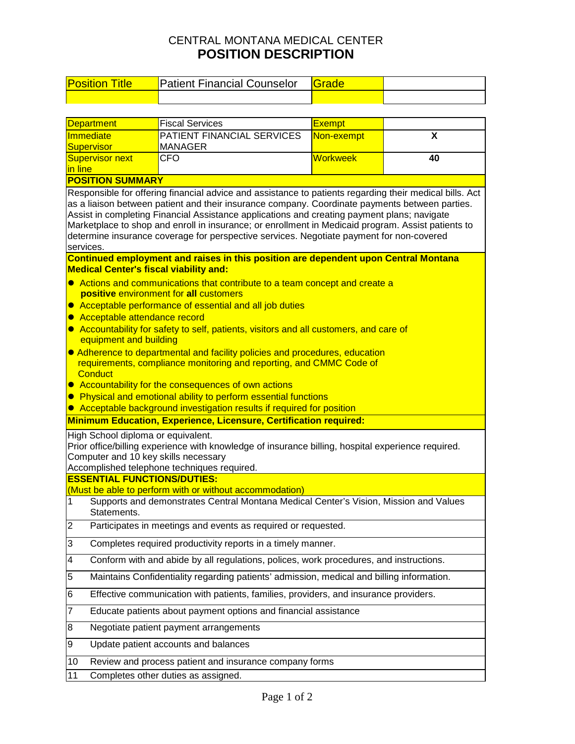# CENTRAL MONTANA MEDICAL CENTER
## POSITION DESCRIPTION

| Position Title | Patient Financial Counselor | Grade | |
|---|---|---|---|
| | | | |

| Department | Fiscal Services | Exempt | |
|---|---|---|---|
| Immediate Supervisor | PATIENT FINANCIAL SERVICES MANAGER | Non-exempt | X |
| Supervisor next in line | CFO | Workweek | 40 |

**POSITION SUMMARY**

Responsible for offering financial advice and assistance to patients regarding their medical bills. Act as a liaison between patient and their insurance company. Coordinate payments between parties. Assist in completing Financial Assistance applications and creating payment plans; navigate Marketplace to shop and enroll in insurance; or enrollment in Medicaid program. Assist patients to determine insurance coverage for perspective services. Negotiate payment for non-covered services.

**Continued employment and raises in this position are dependent upon Central Montana Medical Center's fiscal viability and:**

- Actions and communications that contribute to a team concept and create a **positive** environment for **all** customers
- Acceptable performance of essential and all job duties
- Acceptable attendance record
- Accountability for safety to self, patients, visitors and all customers, and care of equipment and building
- Adherence to departmental and facility policies and procedures, education requirements, compliance monitoring and reporting, and CMMC Code of Conduct
- Accountability for the consequences of own actions
- Physical and emotional ability to perform essential functions
- Acceptable background investigation results if required for position

**Minimum Education, Experience, Licensure, Certification required:**

High School diploma or equivalent.
Prior office/billing experience with knowledge of insurance billing, hospital experience required.
Computer and 10 key skills necessary
Accomplished telephone techniques required.

**ESSENTIAL FUNCTIONS/DUTIES:**
(Must be able to perform with or without accommodation)

| | |
|---|---|
| 1 | Supports and demonstrates Central Montana Medical Center's Vision, Mission and Values Statements. |
| 2 | Participates in meetings and events as required or requested. |
| 3 | Completes required productivity reports in a timely manner. |
| 4 | Conform with and abide by all regulations, polices, work procedures, and instructions. |
| 5 | Maintains Confidentiality regarding patients' admission, medical and billing information. |
| 6 | Effective communication with patients, families, providers, and insurance providers. |
| 7 | Educate patients about payment options and financial assistance |
| 8 | Negotiate patient payment arrangements |
| 9 | Update patient accounts and balances |
| 10 | Review and process patient and insurance company forms |
| 11 | Completes other duties as assigned. |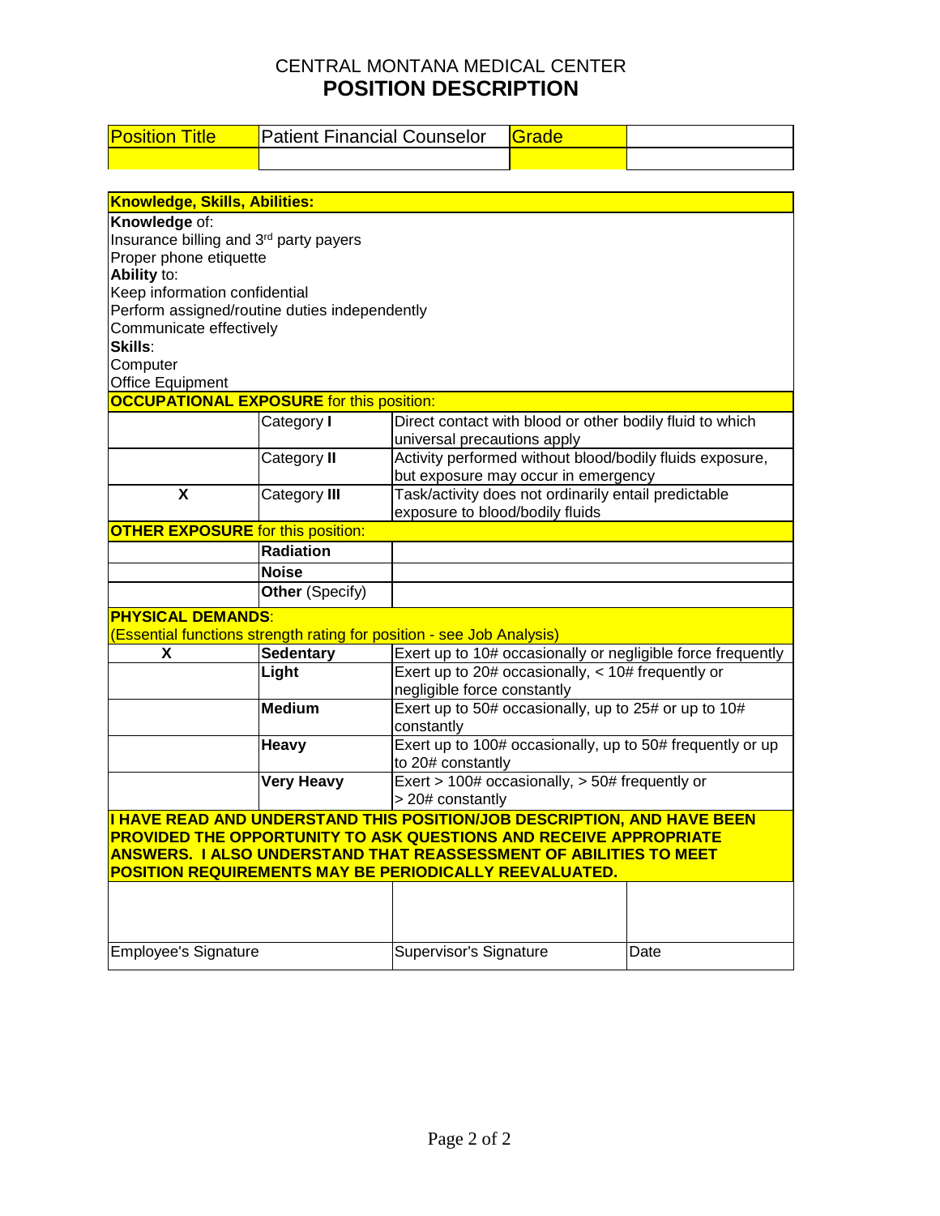# CENTRAL MONTANA MEDICAL CENTER
## POSITION DESCRIPTION

| Position Title | Patient Financial Counselor | Grade | |
|---|---|---|---|
| | | | |

| Knowledge, Skills, Abilities: | | |
|---|---|---|
| **Knowledge** of:<br>Insurance billing and 3rd party payers<br>Proper phone etiquette<br>**Ability** to:<br>Keep information confidential<br>Perform assigned/routine duties independently<br>Communicate effectively<br>**Skills**:<br>Computer<br>Office Equipment | | |
| **OCCUPATIONAL EXPOSURE** for this position: | | |
| | Category **I** | Direct contact with blood or other bodily fluid to which universal precautions apply |
| | Category **II** | Activity performed without blood/bodily fluids exposure, but exposure may occur in emergency |
| **X** | Category **III** | Task/activity does not ordinarily entail predictable exposure to blood/bodily fluids |
| **OTHER EXPOSURE** for this position: | | |
| | **Radiation** | |
| | **Noise** | |
| | **Other** (Specify) | |
| **PHYSICAL DEMANDS**:<br>(Essential functions strength rating for position - see Job Analysis) | | |
| **X** | **Sedentary** | Exert up to 10# occasionally or negligible force frequently |
| | **Light** | Exert up to 20# occasionally, < 10# frequently or negligible force constantly |
| | **Medium** | Exert up to 50# occasionally, up to 25# or up to 10# constantly |
| | **Heavy** | Exert up to 100# occasionally, up to 50# frequently or up to 20# constantly |
| | **Very Heavy** | Exert > 100# occasionally, > 50# frequently or > 20# constantly |

**I HAVE READ AND UNDERSTAND THIS POSITION/JOB DESCRIPTION, AND HAVE BEEN PROVIDED THE OPPORTUNITY TO ASK QUESTIONS AND RECEIVE APPROPRIATE ANSWERS. I ALSO UNDERSTAND THAT REASSESSMENT OF ABILITIES TO MEET POSITION REQUIREMENTS MAY BE PERIODICALLY REEVALUATED.**

| | | |
|---|---|---|
| | | |
| Employee's Signature | Supervisor's Signature | Date |